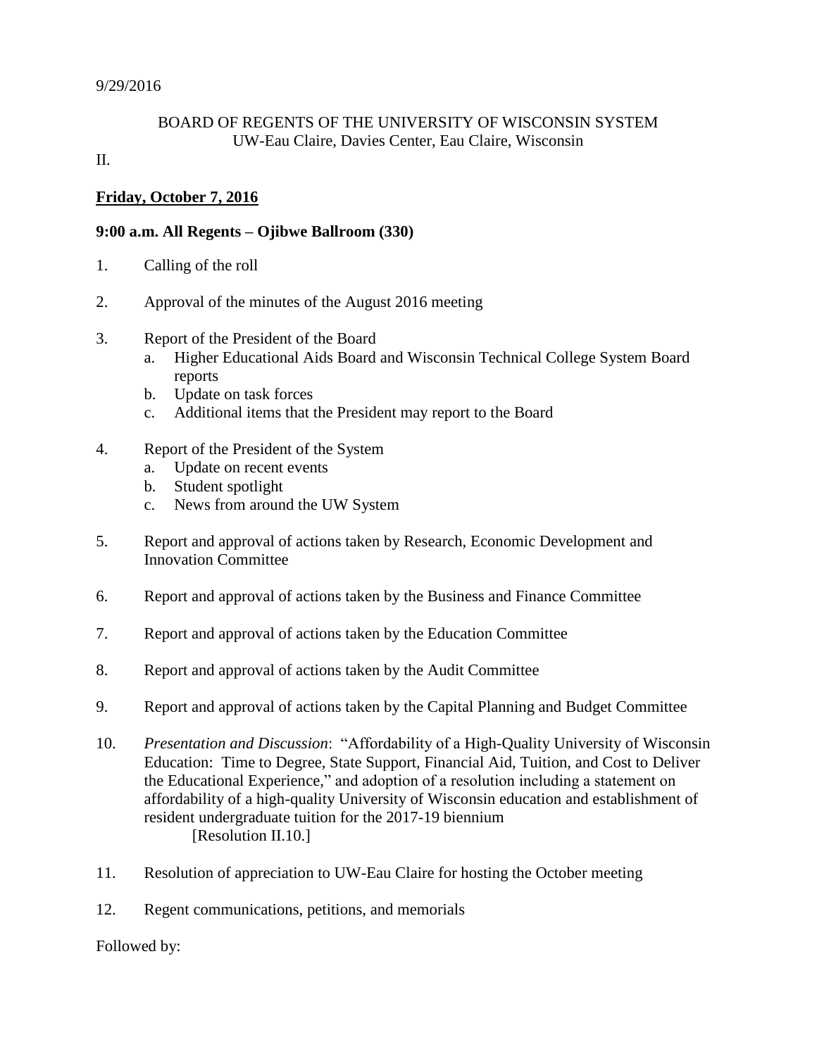9/29/2016

BOARD OF REGENTS OF THE UNIVERSITY OF WISCONSIN SYSTEM
UW-Eau Claire, Davies Center, Eau Claire, Wisconsin

II.

**Friday, October 7, 2016**

**9:00 a.m. All Regents – Ojibwe Ballroom (330)**

1. Calling of the roll

2. Approval of the minutes of the August 2016 meeting

3. Report of the President of the Board
   a. Higher Educational Aids Board and Wisconsin Technical College System Board reports
   b. Update on task forces
   c. Additional items that the President may report to the Board

4. Report of the President of the System
   a. Update on recent events
   b. Student spotlight
   c. News from around the UW System

5. Report and approval of actions taken by Research, Economic Development and Innovation Committee

6. Report and approval of actions taken by the Business and Finance Committee

7. Report and approval of actions taken by the Education Committee

8. Report and approval of actions taken by the Audit Committee

9. Report and approval of actions taken by the Capital Planning and Budget Committee

10. *Presentation and Discussion*: "Affordability of a High-Quality University of Wisconsin Education: Time to Degree, State Support, Financial Aid, Tuition, and Cost to Deliver the Educational Experience," and adoption of a resolution including a statement on affordability of a high-quality University of Wisconsin education and establishment of resident undergraduate tuition for the 2017-19 biennium
    [Resolution II.10.]

11. Resolution of appreciation to UW-Eau Claire for hosting the October meeting

12. Regent communications, petitions, and memorials

Followed by: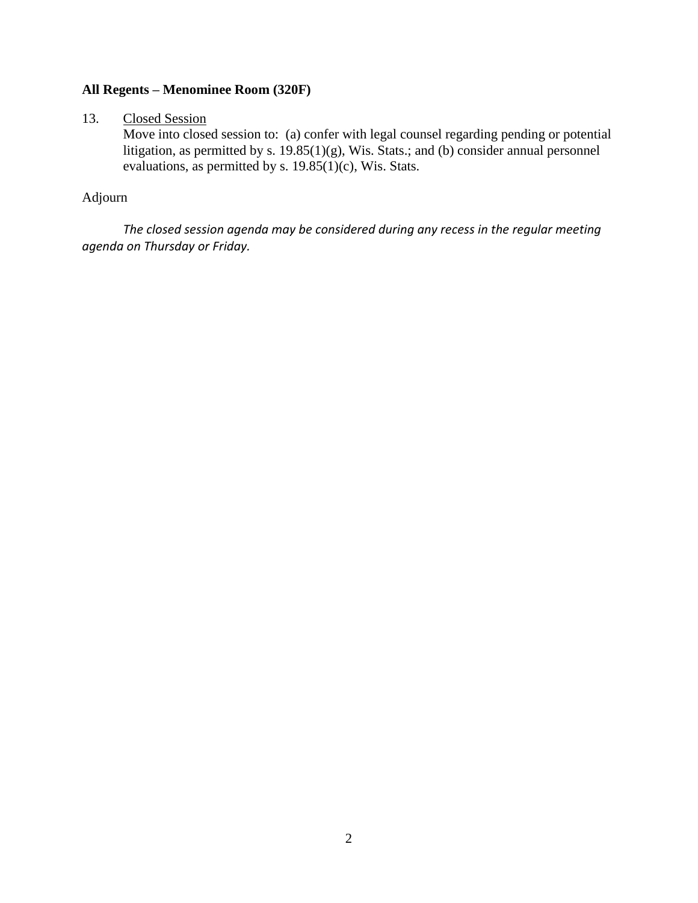**All Regents – Menominee Room (320F)**

13. Closed Session

    Move into closed session to: (a) confer with legal counsel regarding pending or potential litigation, as permitted by s. 19.85(1)(g), Wis. Stats.; and (b) consider annual personnel evaluations, as permitted by s. 19.85(1)(c), Wis. Stats.

Adjourn

*The closed session agenda may be considered during any recess in the regular meeting agenda on Thursday or Friday.*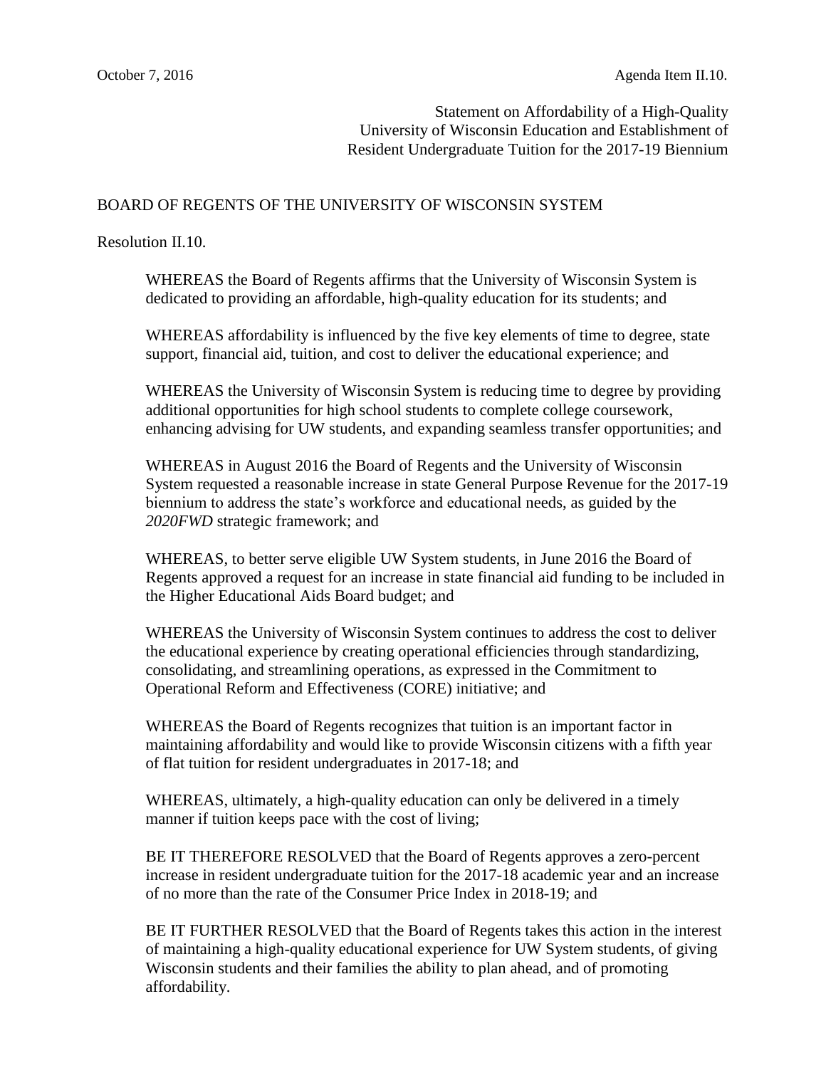October 7, 2016 Agenda Item II.10.

Statement on Affordability of a High-Quality University of Wisconsin Education and Establishment of Resident Undergraduate Tuition for the 2017-19 Biennium

BOARD OF REGENTS OF THE UNIVERSITY OF WISCONSIN SYSTEM

Resolution II.10.

WHEREAS the Board of Regents affirms that the University of Wisconsin System is dedicated to providing an affordable, high-quality education for its students; and

WHEREAS affordability is influenced by the five key elements of time to degree, state support, financial aid, tuition, and cost to deliver the educational experience; and

WHEREAS the University of Wisconsin System is reducing time to degree by providing additional opportunities for high school students to complete college coursework, enhancing advising for UW students, and expanding seamless transfer opportunities; and

WHEREAS in August 2016 the Board of Regents and the University of Wisconsin System requested a reasonable increase in state General Purpose Revenue for the 2017-19 biennium to address the state's workforce and educational needs, as guided by the *2020FWD* strategic framework; and

WHEREAS, to better serve eligible UW System students, in June 2016 the Board of Regents approved a request for an increase in state financial aid funding to be included in the Higher Educational Aids Board budget; and

WHEREAS the University of Wisconsin System continues to address the cost to deliver the educational experience by creating operational efficiencies through standardizing, consolidating, and streamlining operations, as expressed in the Commitment to Operational Reform and Effectiveness (CORE) initiative; and

WHEREAS the Board of Regents recognizes that tuition is an important factor in maintaining affordability and would like to provide Wisconsin citizens with a fifth year of flat tuition for resident undergraduates in 2017-18; and

WHEREAS, ultimately, a high-quality education can only be delivered in a timely manner if tuition keeps pace with the cost of living;

BE IT THEREFORE RESOLVED that the Board of Regents approves a zero-percent increase in resident undergraduate tuition for the 2017-18 academic year and an increase of no more than the rate of the Consumer Price Index in 2018-19; and

BE IT FURTHER RESOLVED that the Board of Regents takes this action in the interest of maintaining a high-quality educational experience for UW System students, of giving Wisconsin students and their families the ability to plan ahead, and of promoting affordability.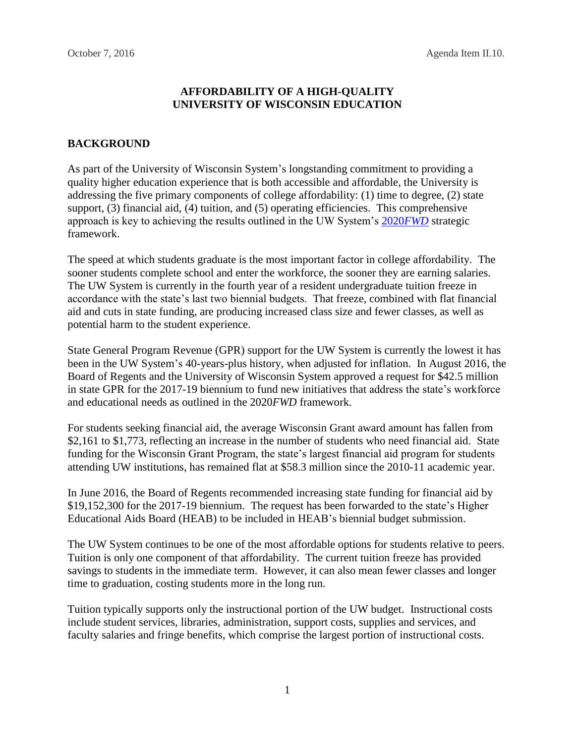October 7, 2016 Agenda Item II.10.

**AFFORDABILITY OF A HIGH-QUALITY UNIVERSITY OF WISCONSIN EDUCATION**

## BACKGROUND

As part of the University of Wisconsin System's longstanding commitment to providing a quality higher education experience that is both accessible and affordable, the University is addressing the five primary components of college affordability: (1) time to degree, (2) state support, (3) financial aid, (4) tuition, and (5) operating efficiencies. This comprehensive approach is key to achieving the results outlined in the UW System's 2020*FWD* strategic framework.

The speed at which students graduate is the most important factor in college affordability. The sooner students complete school and enter the workforce, the sooner they are earning salaries. The UW System is currently in the fourth year of a resident undergraduate tuition freeze in accordance with the state's last two biennial budgets. That freeze, combined with flat financial aid and cuts in state funding, are producing increased class size and fewer classes, as well as potential harm to the student experience.

State General Program Revenue (GPR) support for the UW System is currently the lowest it has been in the UW System's 40-years-plus history, when adjusted for inflation. In August 2016, the Board of Regents and the University of Wisconsin System approved a request for $42.5 million in state GPR for the 2017-19 biennium to fund new initiatives that address the state's workforce and educational needs as outlined in the 2020*FWD* framework.

For students seeking financial aid, the average Wisconsin Grant award amount has fallen from $2,161 to $1,773, reflecting an increase in the number of students who need financial aid. State funding for the Wisconsin Grant Program, the state's largest financial aid program for students attending UW institutions, has remained flat at $58.3 million since the 2010-11 academic year.

In June 2016, the Board of Regents recommended increasing state funding for financial aid by $19,152,300 for the 2017-19 biennium. The request has been forwarded to the state's Higher Educational Aids Board (HEAB) to be included in HEAB's biennial budget submission.

The UW System continues to be one of the most affordable options for students relative to peers. Tuition is only one component of that affordability. The current tuition freeze has provided savings to students in the immediate term. However, it can also mean fewer classes and longer time to graduation, costing students more in the long run.

Tuition typically supports only the instructional portion of the UW budget. Instructional costs include student services, libraries, administration, support costs, supplies and services, and faculty salaries and fringe benefits, which comprise the largest portion of instructional costs.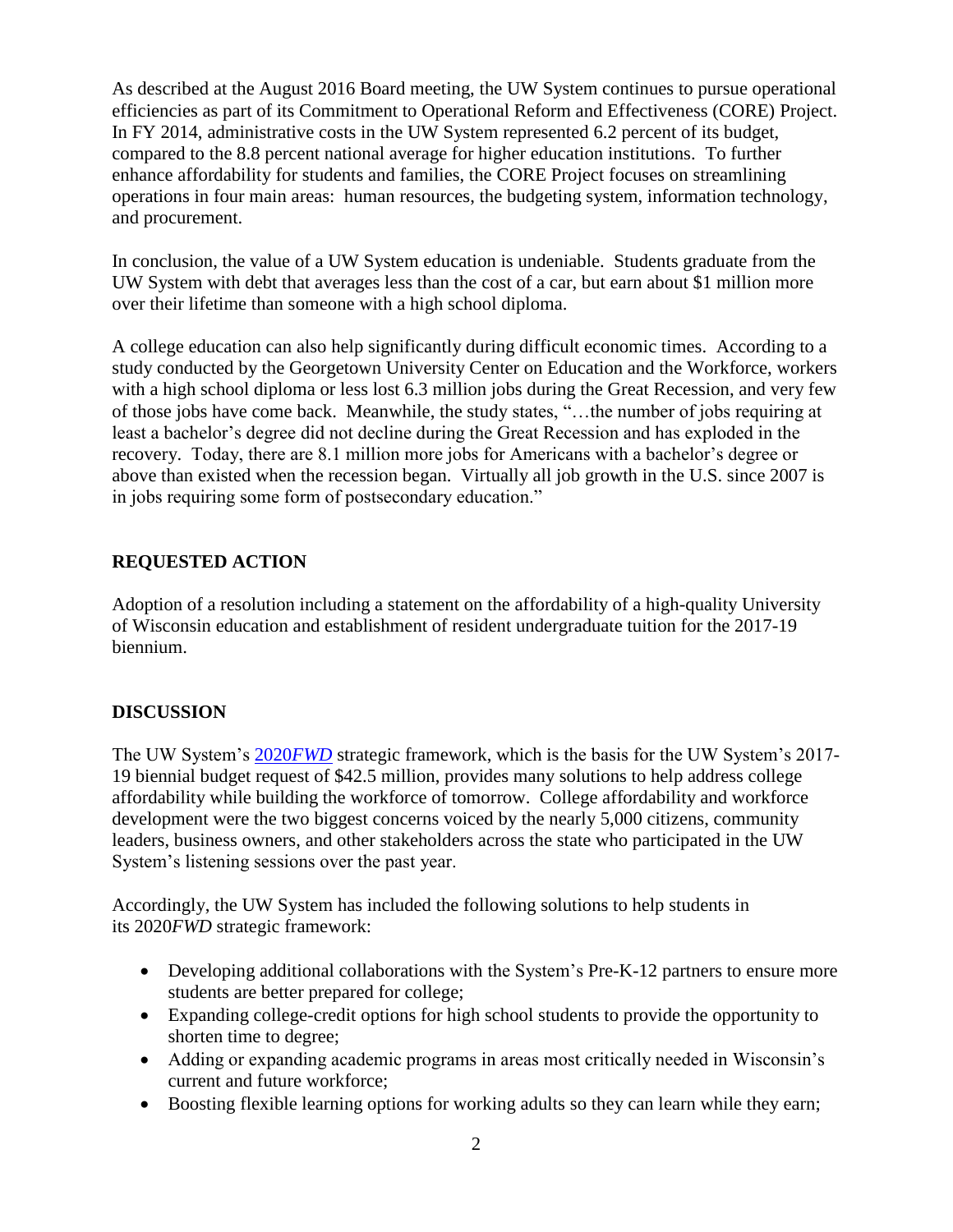As described at the August 2016 Board meeting, the UW System continues to pursue operational efficiencies as part of its Commitment to Operational Reform and Effectiveness (CORE) Project. In FY 2014, administrative costs in the UW System represented 6.2 percent of its budget, compared to the 8.8 percent national average for higher education institutions. To further enhance affordability for students and families, the CORE Project focuses on streamlining operations in four main areas: human resources, the budgeting system, information technology, and procurement.

In conclusion, the value of a UW System education is undeniable. Students graduate from the UW System with debt that averages less than the cost of a car, but earn about $1 million more over their lifetime than someone with a high school diploma.

A college education can also help significantly during difficult economic times. According to a study conducted by the Georgetown University Center on Education and the Workforce, workers with a high school diploma or less lost 6.3 million jobs during the Great Recession, and very few of those jobs have come back. Meanwhile, the study states, "…the number of jobs requiring at least a bachelor's degree did not decline during the Great Recession and has exploded in the recovery. Today, there are 8.1 million more jobs for Americans with a bachelor's degree or above than existed when the recession began. Virtually all job growth in the U.S. since 2007 is in jobs requiring some form of postsecondary education."

## REQUESTED ACTION

Adoption of a resolution including a statement on the affordability of a high-quality University of Wisconsin education and establishment of resident undergraduate tuition for the 2017-19 biennium.

## DISCUSSION

The UW System's 2020*FWD* strategic framework, which is the basis for the UW System's 2017-19 biennial budget request of $42.5 million, provides many solutions to help address college affordability while building the workforce of tomorrow. College affordability and workforce development were the two biggest concerns voiced by the nearly 5,000 citizens, community leaders, business owners, and other stakeholders across the state who participated in the UW System's listening sessions over the past year.

Accordingly, the UW System has included the following solutions to help students in its 2020*FWD* strategic framework:

- Developing additional collaborations with the System's Pre-K-12 partners to ensure more students are better prepared for college;
- Expanding college-credit options for high school students to provide the opportunity to shorten time to degree;
- Adding or expanding academic programs in areas most critically needed in Wisconsin's current and future workforce;
- Boosting flexible learning options for working adults so they can learn while they earn;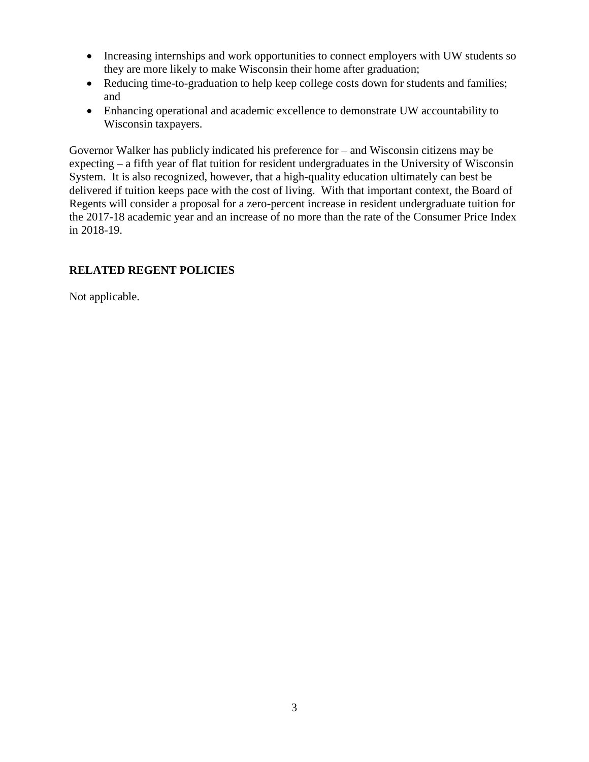- Increasing internships and work opportunities to connect employers with UW students so they are more likely to make Wisconsin their home after graduation;
- Reducing time-to-graduation to help keep college costs down for students and families; and
- Enhancing operational and academic excellence to demonstrate UW accountability to Wisconsin taxpayers.

Governor Walker has publicly indicated his preference for – and Wisconsin citizens may be expecting – a fifth year of flat tuition for resident undergraduates in the University of Wisconsin System. It is also recognized, however, that a high-quality education ultimately can best be delivered if tuition keeps pace with the cost of living. With that important context, the Board of Regents will consider a proposal for a zero-percent increase in resident undergraduate tuition for the 2017-18 academic year and an increase of no more than the rate of the Consumer Price Index in 2018-19.

**RELATED REGENT POLICIES**

Not applicable.